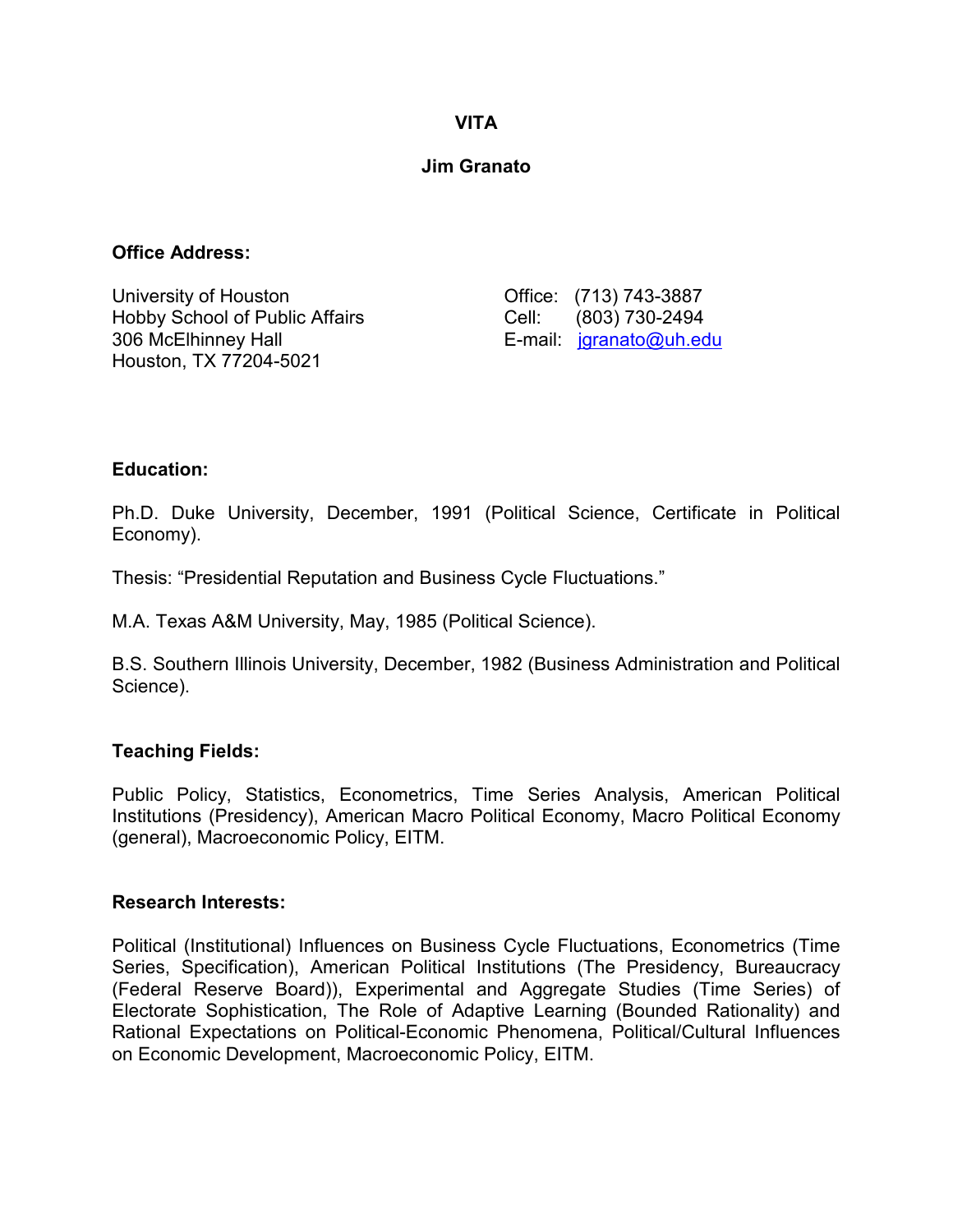# VITA

## Jim Granato

**Office Address:**

University of Houston
Hobby School of Public Affairs
306 McElhinney Hall
Houston, TX 77204-5021

Office: (713) 743-3887
Cell: (803) 730-2494
E-mail: jgranato@uh.edu

**Education:**

Ph.D. Duke University, December, 1991 (Political Science, Certificate in Political Economy).

Thesis: "Presidential Reputation and Business Cycle Fluctuations."

M.A. Texas A&M University, May, 1985 (Political Science).

B.S. Southern Illinois University, December, 1982 (Business Administration and Political Science).

**Teaching Fields:**

Public Policy, Statistics, Econometrics, Time Series Analysis, American Political Institutions (Presidency), American Macro Political Economy, Macro Political Economy (general), Macroeconomic Policy, EITM.

**Research Interests:**

Political (Institutional) Influences on Business Cycle Fluctuations, Econometrics (Time Series, Specification), American Political Institutions (The Presidency, Bureaucracy (Federal Reserve Board)), Experimental and Aggregate Studies (Time Series) of Electorate Sophistication, The Role of Adaptive Learning (Bounded Rationality) and Rational Expectations on Political-Economic Phenomena, Political/Cultural Influences on Economic Development, Macroeconomic Policy, EITM.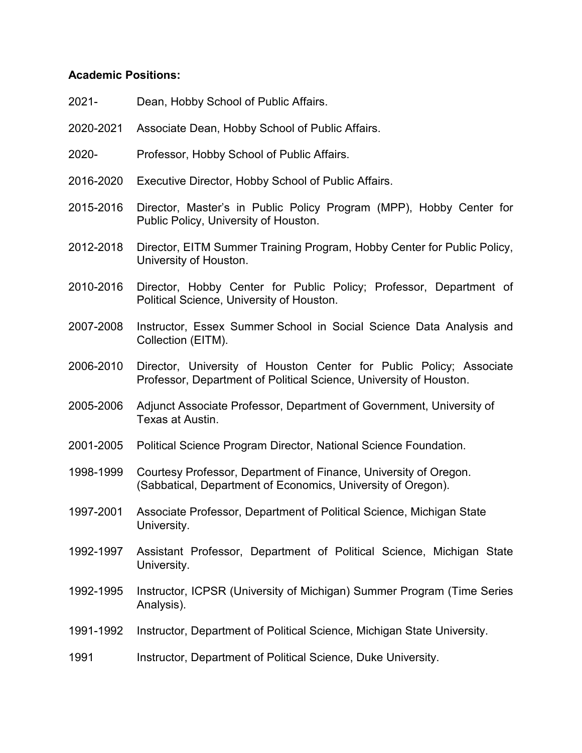**Academic Positions:**

2021- Dean, Hobby School of Public Affairs.

2020-2021 Associate Dean, Hobby School of Public Affairs.

2020- Professor, Hobby School of Public Affairs.

2016-2020 Executive Director, Hobby School of Public Affairs.

2015-2016 Director, Master's in Public Policy Program (MPP), Hobby Center for Public Policy, University of Houston.

2012-2018 Director, EITM Summer Training Program, Hobby Center for Public Policy, University of Houston.

2010-2016 Director, Hobby Center for Public Policy; Professor, Department of Political Science, University of Houston.

2007-2008 Instructor, Essex Summer School in Social Science Data Analysis and Collection (EITM).

2006-2010 Director, University of Houston Center for Public Policy; Associate Professor, Department of Political Science, University of Houston.

2005-2006 Adjunct Associate Professor, Department of Government, University of Texas at Austin.

2001-2005 Political Science Program Director, National Science Foundation.

1998-1999 Courtesy Professor, Department of Finance, University of Oregon. (Sabbatical, Department of Economics, University of Oregon).

1997-2001 Associate Professor, Department of Political Science, Michigan State University.

1992-1997 Assistant Professor, Department of Political Science, Michigan State University.

1992-1995 Instructor, ICPSR (University of Michigan) Summer Program (Time Series Analysis).

1991-1992 Instructor, Department of Political Science, Michigan State University.

1991 Instructor, Department of Political Science, Duke University.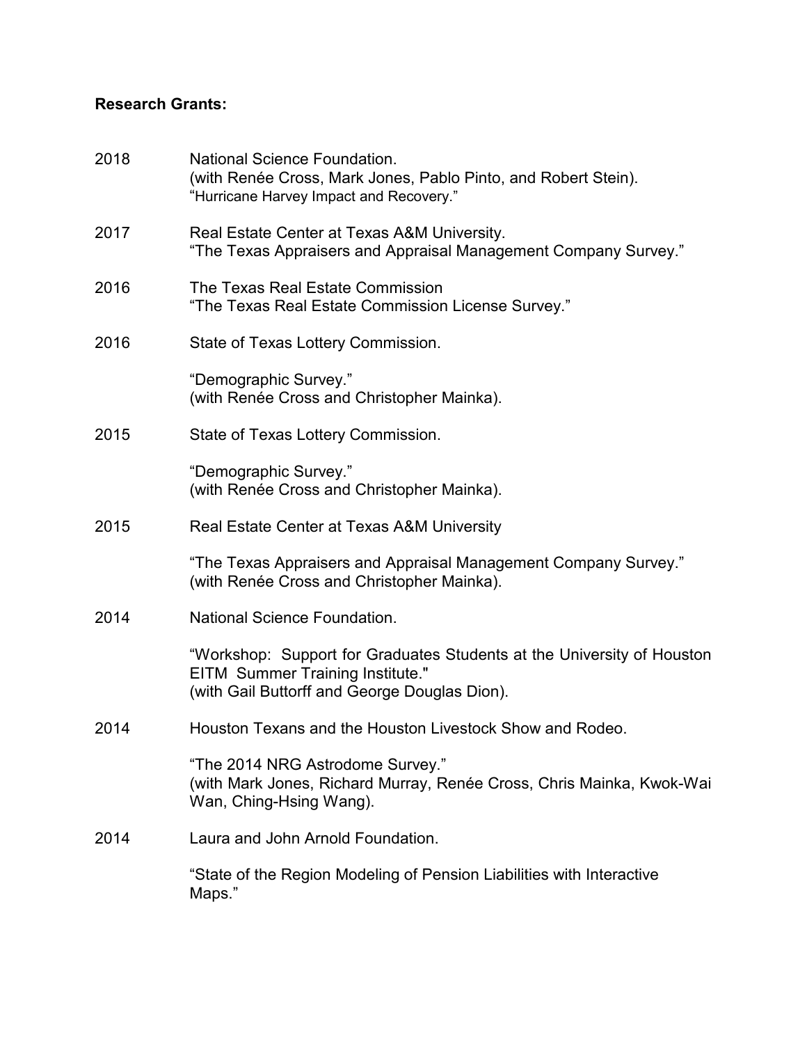**Research Grants:**

2018 National Science Foundation.
(with Renée Cross, Mark Jones, Pablo Pinto, and Robert Stein).
"Hurricane Harvey Impact and Recovery."

2017 Real Estate Center at Texas A&M University.
"The Texas Appraisers and Appraisal Management Company Survey."

2016 The Texas Real Estate Commission
"The Texas Real Estate Commission License Survey."

2016 State of Texas Lottery Commission.

"Demographic Survey."
(with Renée Cross and Christopher Mainka).

2015 State of Texas Lottery Commission.

"Demographic Survey."
(with Renée Cross and Christopher Mainka).

2015 Real Estate Center at Texas A&M University

"The Texas Appraisers and Appraisal Management Company Survey."
(with Renée Cross and Christopher Mainka).

2014 National Science Foundation.

"Workshop: Support for Graduates Students at the University of Houston EITM Summer Training Institute."
(with Gail Buttorff and George Douglas Dion).

2014 Houston Texans and the Houston Livestock Show and Rodeo.

"The 2014 NRG Astrodome Survey."
(with Mark Jones, Richard Murray, Renée Cross, Chris Mainka, Kwok-Wai Wan, Ching-Hsing Wang).

2014 Laura and John Arnold Foundation.

"State of the Region Modeling of Pension Liabilities with Interactive Maps."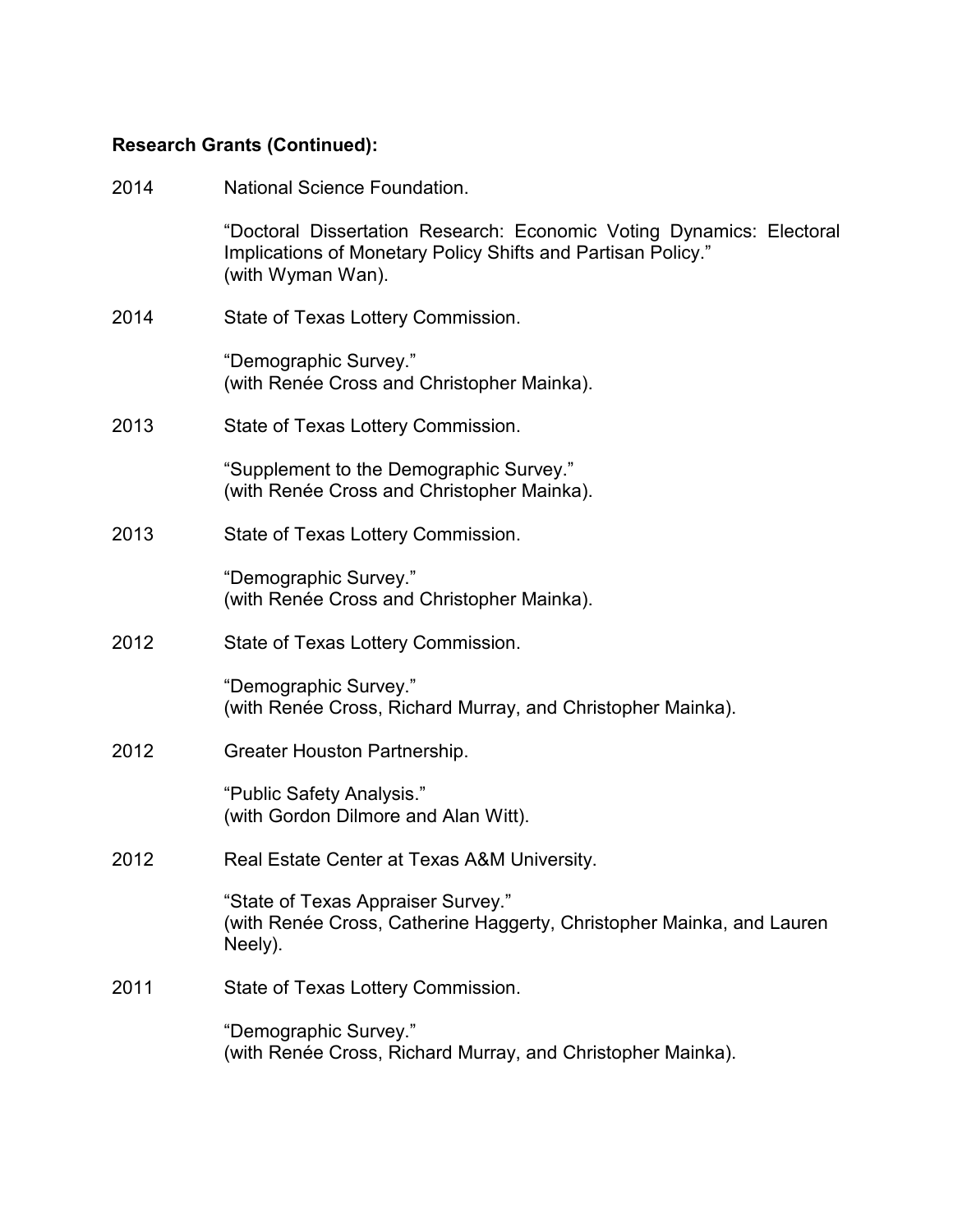**Research Grants (Continued):**

2014 National Science Foundation.

“Doctoral Dissertation Research: Economic Voting Dynamics: Electoral Implications of Monetary Policy Shifts and Partisan Policy.”
(with Wyman Wan).

2014 State of Texas Lottery Commission.

“Demographic Survey.”
(with Renée Cross and Christopher Mainka).

2013 State of Texas Lottery Commission.

“Supplement to the Demographic Survey.”
(with Renée Cross and Christopher Mainka).

2013 State of Texas Lottery Commission.

“Demographic Survey.”
(with Renée Cross and Christopher Mainka).

2012 State of Texas Lottery Commission.

“Demographic Survey.”
(with Renée Cross, Richard Murray, and Christopher Mainka).

2012 Greater Houston Partnership.

“Public Safety Analysis.”
(with Gordon Dilmore and Alan Witt).

2012 Real Estate Center at Texas A&M University.

“State of Texas Appraiser Survey.”
(with Renée Cross, Catherine Haggerty, Christopher Mainka, and Lauren Neely).

2011 State of Texas Lottery Commission.

“Demographic Survey.”
(with Renée Cross, Richard Murray, and Christopher Mainka).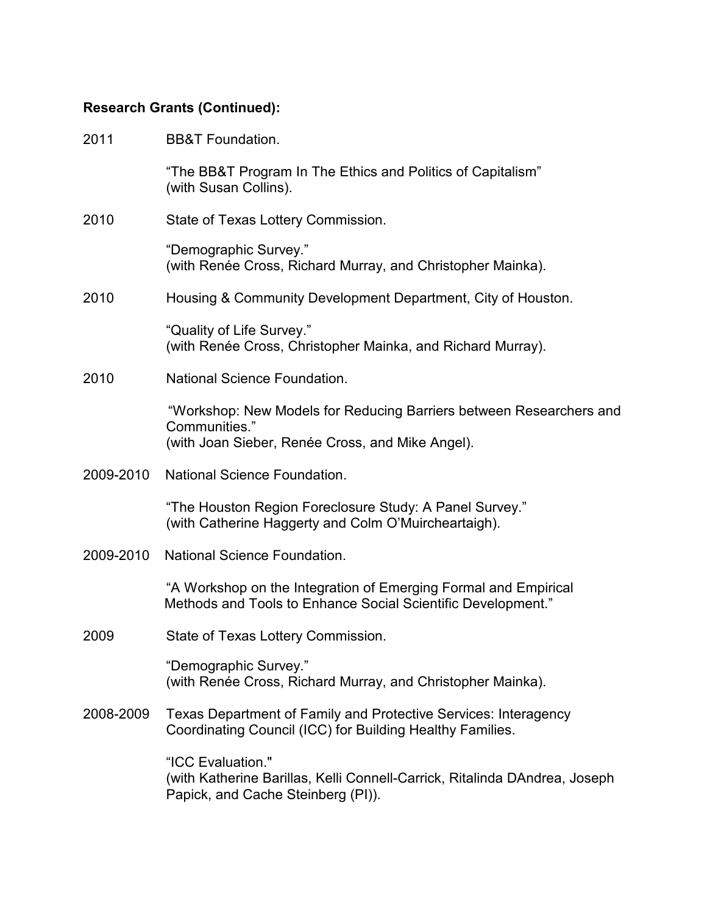**Research Grants (Continued):**

2011 BB&T Foundation.

"The BB&T Program In The Ethics and Politics of Capitalism" (with Susan Collins).

2010 State of Texas Lottery Commission.

"Demographic Survey." (with Renée Cross, Richard Murray, and Christopher Mainka).

2010 Housing & Community Development Department, City of Houston.

"Quality of Life Survey." (with Renée Cross, Christopher Mainka, and Richard Murray).

2010 National Science Foundation.

"Workshop: New Models for Reducing Barriers between Researchers and Communities." (with Joan Sieber, Renée Cross, and Mike Angel).

2009-2010 National Science Foundation.

"The Houston Region Foreclosure Study: A Panel Survey." (with Catherine Haggerty and Colm O'Muircheartaigh).

2009-2010 National Science Foundation.

"A Workshop on the Integration of Emerging Formal and Empirical Methods and Tools to Enhance Social Scientific Development."

2009 State of Texas Lottery Commission.

"Demographic Survey." (with Renée Cross, Richard Murray, and Christopher Mainka).

2008-2009 Texas Department of Family and Protective Services: Interagency Coordinating Council (ICC) for Building Healthy Families.

"ICC Evaluation." (with Katherine Barillas, Kelli Connell-Carrick, Ritalinda DAndrea, Joseph Papick, and Cache Steinberg (PI)).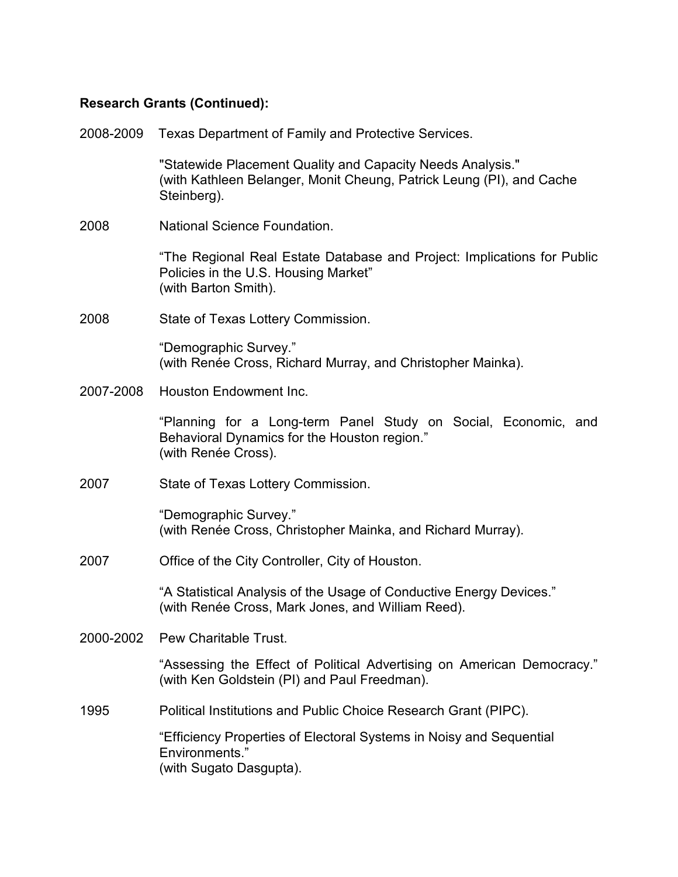**Research Grants (Continued):**

2008-2009 Texas Department of Family and Protective Services.

"Statewide Placement Quality and Capacity Needs Analysis." (with Kathleen Belanger, Monit Cheung, Patrick Leung (PI), and Cache Steinberg).

2008 National Science Foundation.

"The Regional Real Estate Database and Project: Implications for Public Policies in the U.S. Housing Market" (with Barton Smith).

2008 State of Texas Lottery Commission.

"Demographic Survey." (with Renée Cross, Richard Murray, and Christopher Mainka).

2007-2008 Houston Endowment Inc.

"Planning for a Long-term Panel Study on Social, Economic, and Behavioral Dynamics for the Houston region." (with Renée Cross).

2007 State of Texas Lottery Commission.

"Demographic Survey." (with Renée Cross, Christopher Mainka, and Richard Murray).

2007 Office of the City Controller, City of Houston.

"A Statistical Analysis of the Usage of Conductive Energy Devices." (with Renée Cross, Mark Jones, and William Reed).

2000-2002 Pew Charitable Trust.

"Assessing the Effect of Political Advertising on American Democracy." (with Ken Goldstein (PI) and Paul Freedman).

1995 Political Institutions and Public Choice Research Grant (PIPC).

"Efficiency Properties of Electoral Systems in Noisy and Sequential Environments." (with Sugato Dasgupta).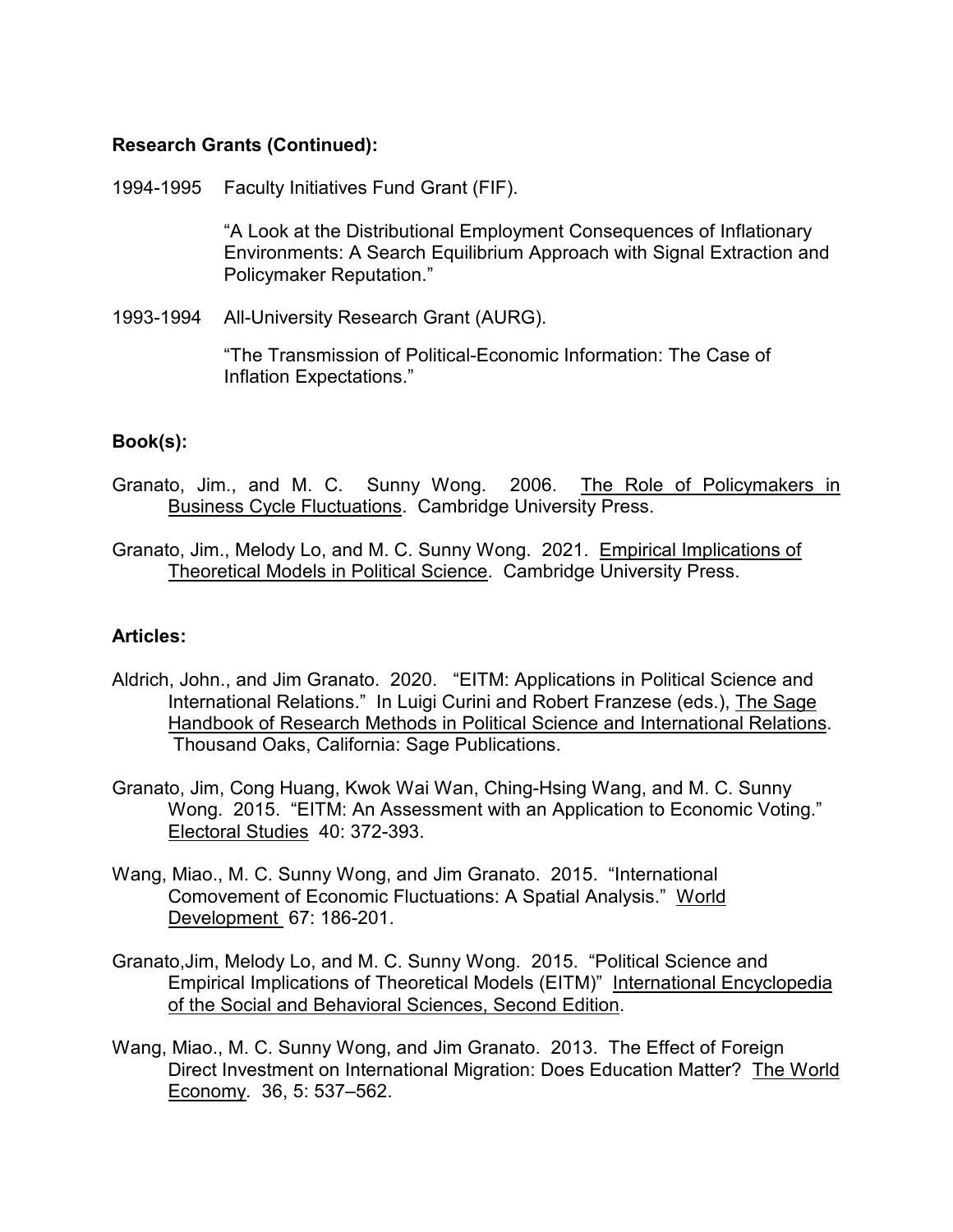**Research Grants (Continued):**

1994-1995 Faculty Initiatives Fund Grant (FIF).

"A Look at the Distributional Employment Consequences of Inflationary Environments: A Search Equilibrium Approach with Signal Extraction and Policymaker Reputation."

1993-1994 All-University Research Grant (AURG).

"The Transmission of Political-Economic Information: The Case of Inflation Expectations."

**Book(s):**

Granato, Jim., and M. C. Sunny Wong. 2006. The Role of Policymakers in Business Cycle Fluctuations. Cambridge University Press.

Granato, Jim., Melody Lo, and M. C. Sunny Wong. 2021. Empirical Implications of Theoretical Models in Political Science. Cambridge University Press.

**Articles:**

Aldrich, John., and Jim Granato. 2020. "EITM: Applications in Political Science and International Relations." In Luigi Curini and Robert Franzese (eds.), The Sage Handbook of Research Methods in Political Science and International Relations. Thousand Oaks, California: Sage Publications.

Granato, Jim, Cong Huang, Kwok Wai Wan, Ching-Hsing Wang, and M. C. Sunny Wong. 2015. "EITM: An Assessment with an Application to Economic Voting." Electoral Studies 40: 372-393.

Wang, Miao., M. C. Sunny Wong, and Jim Granato. 2015. "International Comovement of Economic Fluctuations: A Spatial Analysis." World Development 67: 186-201.

Granato,Jim, Melody Lo, and M. C. Sunny Wong. 2015. "Political Science and Empirical Implications of Theoretical Models (EITM)" International Encyclopedia of the Social and Behavioral Sciences, Second Edition.

Wang, Miao., M. C. Sunny Wong, and Jim Granato. 2013. The Effect of Foreign Direct Investment on International Migration: Does Education Matter? The World Economy. 36, 5: 537–562.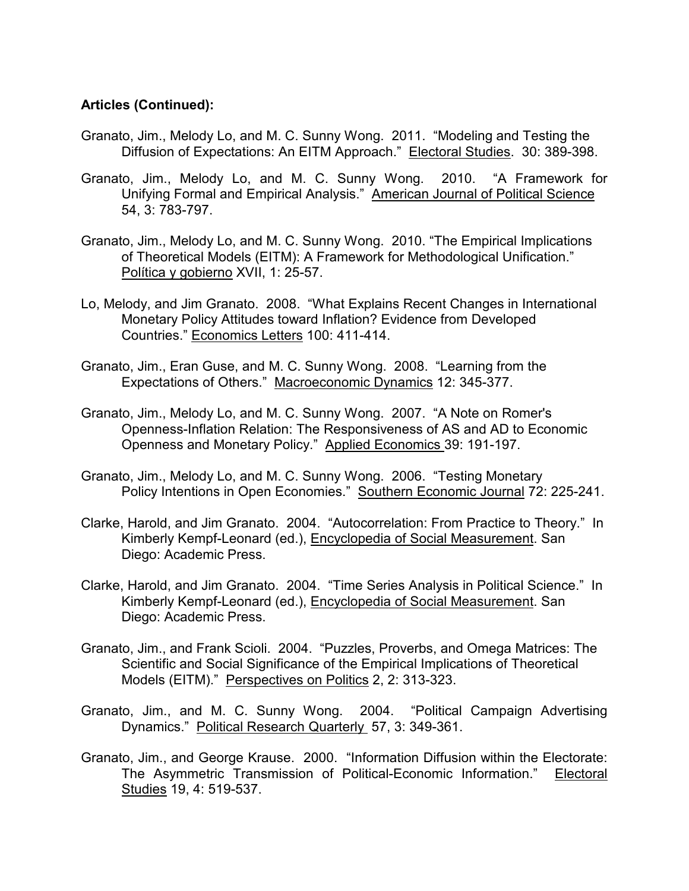**Articles (Continued):**

Granato, Jim., Melody Lo, and M. C. Sunny Wong. 2011. "Modeling and Testing the Diffusion of Expectations: An EITM Approach." Electoral Studies. 30: 389-398.

Granato, Jim., Melody Lo, and M. C. Sunny Wong. 2010. "A Framework for Unifying Formal and Empirical Analysis." American Journal of Political Science 54, 3: 783-797.

Granato, Jim., Melody Lo, and M. C. Sunny Wong. 2010. "The Empirical Implications of Theoretical Models (EITM): A Framework for Methodological Unification." Política y gobierno XVII, 1: 25-57.

Lo, Melody, and Jim Granato. 2008. "What Explains Recent Changes in International Monetary Policy Attitudes toward Inflation? Evidence from Developed Countries." Economics Letters 100: 411-414.

Granato, Jim., Eran Guse, and M. C. Sunny Wong. 2008. "Learning from the Expectations of Others." Macroeconomic Dynamics 12: 345-377.

Granato, Jim., Melody Lo, and M. C. Sunny Wong. 2007. "A Note on Romer's Openness-Inflation Relation: The Responsiveness of AS and AD to Economic Openness and Monetary Policy." Applied Economics 39: 191-197.

Granato, Jim., Melody Lo, and M. C. Sunny Wong. 2006. "Testing Monetary Policy Intentions in Open Economies." Southern Economic Journal 72: 225-241.

Clarke, Harold, and Jim Granato. 2004. "Autocorrelation: From Practice to Theory." In Kimberly Kempf-Leonard (ed.), Encyclopedia of Social Measurement. San Diego: Academic Press.

Clarke, Harold, and Jim Granato. 2004. "Time Series Analysis in Political Science." In Kimberly Kempf-Leonard (ed.), Encyclopedia of Social Measurement. San Diego: Academic Press.

Granato, Jim., and Frank Scioli. 2004. "Puzzles, Proverbs, and Omega Matrices: The Scientific and Social Significance of the Empirical Implications of Theoretical Models (EITM)." Perspectives on Politics 2, 2: 313-323.

Granato, Jim., and M. C. Sunny Wong. 2004. "Political Campaign Advertising Dynamics." Political Research Quarterly 57, 3: 349-361.

Granato, Jim., and George Krause. 2000. "Information Diffusion within the Electorate: The Asymmetric Transmission of Political-Economic Information." Electoral Studies 19, 4: 519-537.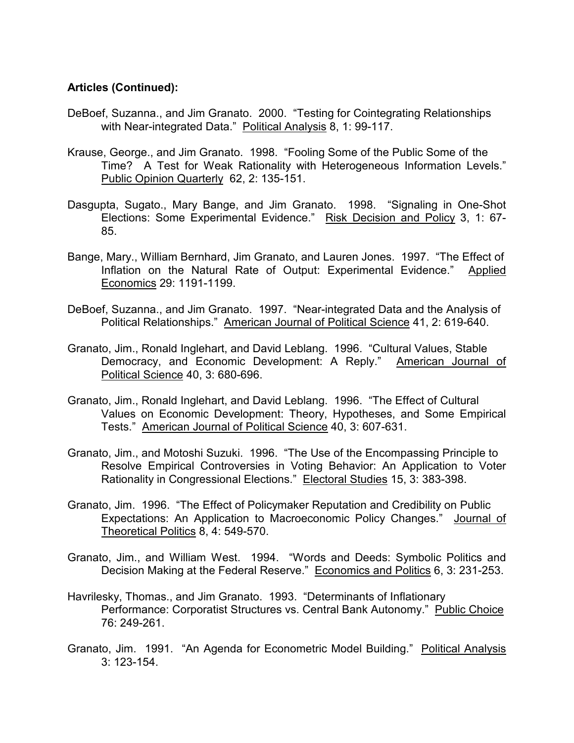**Articles (Continued):**

DeBoef, Suzanna., and Jim Granato. 2000. "Testing for Cointegrating Relationships with Near-integrated Data." Political Analysis 8, 1: 99-117.

Krause, George., and Jim Granato. 1998. "Fooling Some of the Public Some of the Time? A Test for Weak Rationality with Heterogeneous Information Levels." Public Opinion Quarterly 62, 2: 135-151.

Dasgupta, Sugato., Mary Bange, and Jim Granato. 1998. "Signaling in One-Shot Elections: Some Experimental Evidence." Risk Decision and Policy 3, 1: 67-85.

Bange, Mary., William Bernhard, Jim Granato, and Lauren Jones. 1997. "The Effect of Inflation on the Natural Rate of Output: Experimental Evidence." Applied Economics 29: 1191-1199.

DeBoef, Suzanna., and Jim Granato. 1997. "Near-integrated Data and the Analysis of Political Relationships." American Journal of Political Science 41, 2: 619-640.

Granato, Jim., Ronald Inglehart, and David Leblang. 1996. "Cultural Values, Stable Democracy, and Economic Development: A Reply." American Journal of Political Science 40, 3: 680-696.

Granato, Jim., Ronald Inglehart, and David Leblang. 1996. "The Effect of Cultural Values on Economic Development: Theory, Hypotheses, and Some Empirical Tests." American Journal of Political Science 40, 3: 607-631.

Granato, Jim., and Motoshi Suzuki. 1996. "The Use of the Encompassing Principle to Resolve Empirical Controversies in Voting Behavior: An Application to Voter Rationality in Congressional Elections." Electoral Studies 15, 3: 383-398.

Granato, Jim. 1996. "The Effect of Policymaker Reputation and Credibility on Public Expectations: An Application to Macroeconomic Policy Changes." Journal of Theoretical Politics 8, 4: 549-570.

Granato, Jim., and William West. 1994. "Words and Deeds: Symbolic Politics and Decision Making at the Federal Reserve." Economics and Politics 6, 3: 231-253.

Havrilesky, Thomas., and Jim Granato. 1993. "Determinants of Inflationary Performance: Corporatist Structures vs. Central Bank Autonomy." Public Choice 76: 249-261.

Granato, Jim. 1991. "An Agenda for Econometric Model Building." Political Analysis 3: 123-154.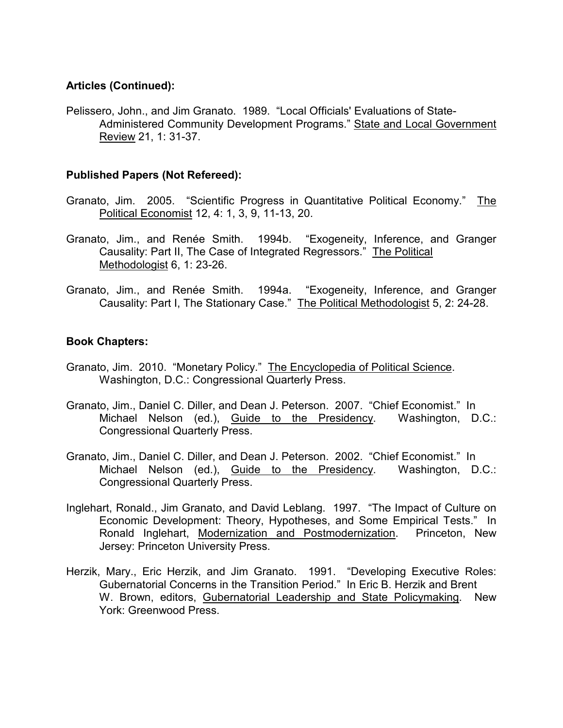**Articles (Continued):**

Pelissero, John., and Jim Granato. 1989. "Local Officials' Evaluations of State-Administered Community Development Programs." State and Local Government Review 21, 1: 31-37.

**Published Papers (Not Refereed):**

Granato, Jim. 2005. "Scientific Progress in Quantitative Political Economy." The Political Economist 12, 4: 1, 3, 9, 11-13, 20.

Granato, Jim., and Renée Smith. 1994b. "Exogeneity, Inference, and Granger Causality: Part II, The Case of Integrated Regressors." The Political Methodologist 6, 1: 23-26.

Granato, Jim., and Renée Smith. 1994a. "Exogeneity, Inference, and Granger Causality: Part I, The Stationary Case." The Political Methodologist 5, 2: 24-28.

**Book Chapters:**

Granato, Jim. 2010. "Monetary Policy." The Encyclopedia of Political Science. Washington, D.C.: Congressional Quarterly Press.

Granato, Jim., Daniel C. Diller, and Dean J. Peterson. 2007. "Chief Economist." In Michael Nelson (ed.), Guide to the Presidency. Washington, D.C.: Congressional Quarterly Press.

Granato, Jim., Daniel C. Diller, and Dean J. Peterson. 2002. "Chief Economist." In Michael Nelson (ed.), Guide to the Presidency. Washington, D.C.: Congressional Quarterly Press.

Inglehart, Ronald., Jim Granato, and David Leblang. 1997. "The Impact of Culture on Economic Development: Theory, Hypotheses, and Some Empirical Tests." In Ronald Inglehart, Modernization and Postmodernization. Princeton, New Jersey: Princeton University Press.

Herzik, Mary., Eric Herzik, and Jim Granato. 1991. "Developing Executive Roles: Gubernatorial Concerns in the Transition Period." In Eric B. Herzik and Brent W. Brown, editors, Gubernatorial Leadership and State Policymaking. New York: Greenwood Press.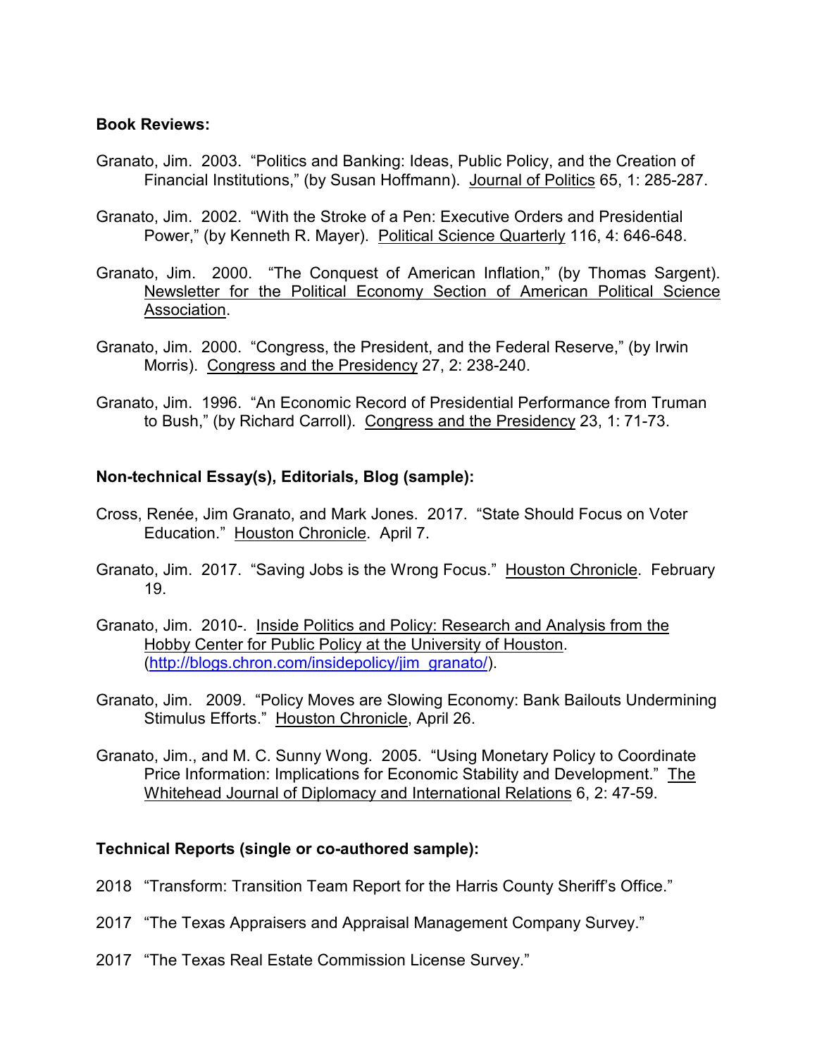**Book Reviews:**

Granato, Jim. 2003. "Politics and Banking: Ideas, Public Policy, and the Creation of Financial Institutions," (by Susan Hoffmann). Journal of Politics 65, 1: 285-287.

Granato, Jim. 2002. "With the Stroke of a Pen: Executive Orders and Presidential Power," (by Kenneth R. Mayer). Political Science Quarterly 116, 4: 646-648.

Granato, Jim. 2000. "The Conquest of American Inflation," (by Thomas Sargent). Newsletter for the Political Economy Section of American Political Science Association.

Granato, Jim. 2000. "Congress, the President, and the Federal Reserve," (by Irwin Morris). Congress and the Presidency 27, 2: 238-240.

Granato, Jim. 1996. "An Economic Record of Presidential Performance from Truman to Bush," (by Richard Carroll). Congress and the Presidency 23, 1: 71-73.

**Non-technical Essay(s), Editorials, Blog (sample):**

Cross, Renée, Jim Granato, and Mark Jones. 2017. "State Should Focus on Voter Education." Houston Chronicle. April 7.

Granato, Jim. 2017. "Saving Jobs is the Wrong Focus." Houston Chronicle. February 19.

Granato, Jim. 2010-. Inside Politics and Policy: Research and Analysis from the Hobby Center for Public Policy at the University of Houston. (http://blogs.chron.com/insidepolicy/jim_granato/).

Granato, Jim. 2009. "Policy Moves are Slowing Economy: Bank Bailouts Undermining Stimulus Efforts." Houston Chronicle, April 26.

Granato, Jim., and M. C. Sunny Wong. 2005. "Using Monetary Policy to Coordinate Price Information: Implications for Economic Stability and Development." The Whitehead Journal of Diplomacy and International Relations 6, 2: 47-59.

**Technical Reports (single or co-authored sample):**

2018 "Transform: Transition Team Report for the Harris County Sheriff's Office."

2017 "The Texas Appraisers and Appraisal Management Company Survey."

2017 "The Texas Real Estate Commission License Survey."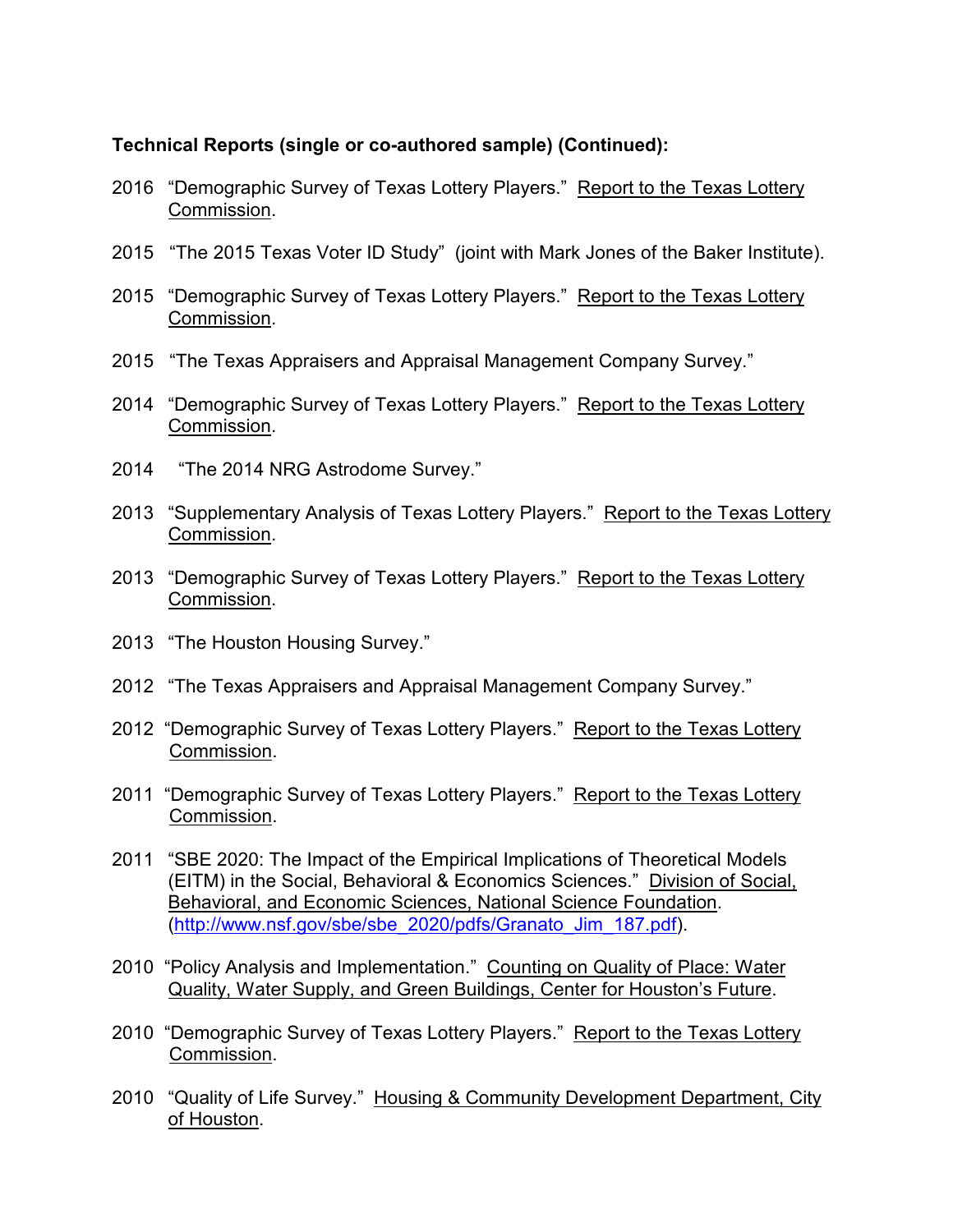**Technical Reports (single or co-authored sample) (Continued):**

2016 "Demographic Survey of Texas Lottery Players." Report to the Texas Lottery Commission.

2015 "The 2015 Texas Voter ID Study" (joint with Mark Jones of the Baker Institute).

2015 "Demographic Survey of Texas Lottery Players." Report to the Texas Lottery Commission.

2015 "The Texas Appraisers and Appraisal Management Company Survey."

2014 "Demographic Survey of Texas Lottery Players." Report to the Texas Lottery Commission.

2014 "The 2014 NRG Astrodome Survey."

2013 "Supplementary Analysis of Texas Lottery Players." Report to the Texas Lottery Commission.

2013 "Demographic Survey of Texas Lottery Players." Report to the Texas Lottery Commission.

2013 "The Houston Housing Survey."

2012 "The Texas Appraisers and Appraisal Management Company Survey."

2012 "Demographic Survey of Texas Lottery Players." Report to the Texas Lottery Commission.

2011 "Demographic Survey of Texas Lottery Players." Report to the Texas Lottery Commission.

2011 "SBE 2020: The Impact of the Empirical Implications of Theoretical Models (EITM) in the Social, Behavioral & Economics Sciences." Division of Social, Behavioral, and Economic Sciences, National Science Foundation. (http://www.nsf.gov/sbe/sbe_2020/pdfs/Granato_Jim_187.pdf).

2010 "Policy Analysis and Implementation." Counting on Quality of Place: Water Quality, Water Supply, and Green Buildings, Center for Houston's Future.

2010 "Demographic Survey of Texas Lottery Players." Report to the Texas Lottery Commission.

2010 "Quality of Life Survey." Housing & Community Development Department, City of Houston.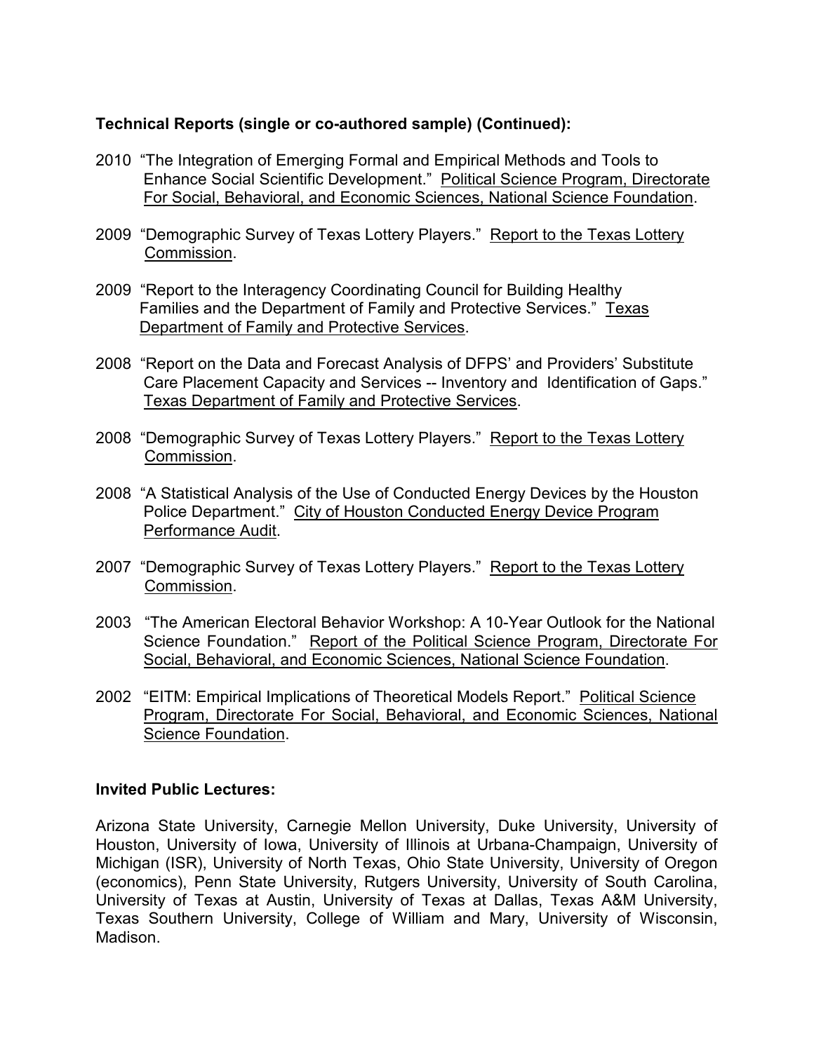**Technical Reports (single or co-authored sample) (Continued):**

2010 "The Integration of Emerging Formal and Empirical Methods and Tools to Enhance Social Scientific Development." <u>Political Science Program, Directorate For Social, Behavioral, and Economic Sciences, National Science Foundation</u>.

2009 "Demographic Survey of Texas Lottery Players." <u>Report to the Texas Lottery Commission</u>.

2009 "Report to the Interagency Coordinating Council for Building Healthy Families and the Department of Family and Protective Services." <u>Texas Department of Family and Protective Services</u>.

2008 "Report on the Data and Forecast Analysis of DFPS' and Providers' Substitute Care Placement Capacity and Services -- Inventory and Identification of Gaps." <u>Texas Department of Family and Protective Services</u>.

2008 "Demographic Survey of Texas Lottery Players." <u>Report to the Texas Lottery Commission</u>.

2008 "A Statistical Analysis of the Use of Conducted Energy Devices by the Houston Police Department." <u>City of Houston Conducted Energy Device Program Performance Audit</u>.

2007 "Demographic Survey of Texas Lottery Players." <u>Report to the Texas Lottery Commission</u>.

2003 "The American Electoral Behavior Workshop: A 10-Year Outlook for the National Science Foundation." <u>Report of the Political Science Program, Directorate For Social, Behavioral, and Economic Sciences, National Science Foundation</u>.

2002 "EITM: Empirical Implications of Theoretical Models Report." <u>Political Science Program, Directorate For Social, Behavioral, and Economic Sciences, National Science Foundation</u>.

**Invited Public Lectures:**

Arizona State University, Carnegie Mellon University, Duke University, University of Houston, University of Iowa, University of Illinois at Urbana-Champaign, University of Michigan (ISR), University of North Texas, Ohio State University, University of Oregon (economics), Penn State University, Rutgers University, University of South Carolina, University of Texas at Austin, University of Texas at Dallas, Texas A&M University, Texas Southern University, College of William and Mary, University of Wisconsin, Madison.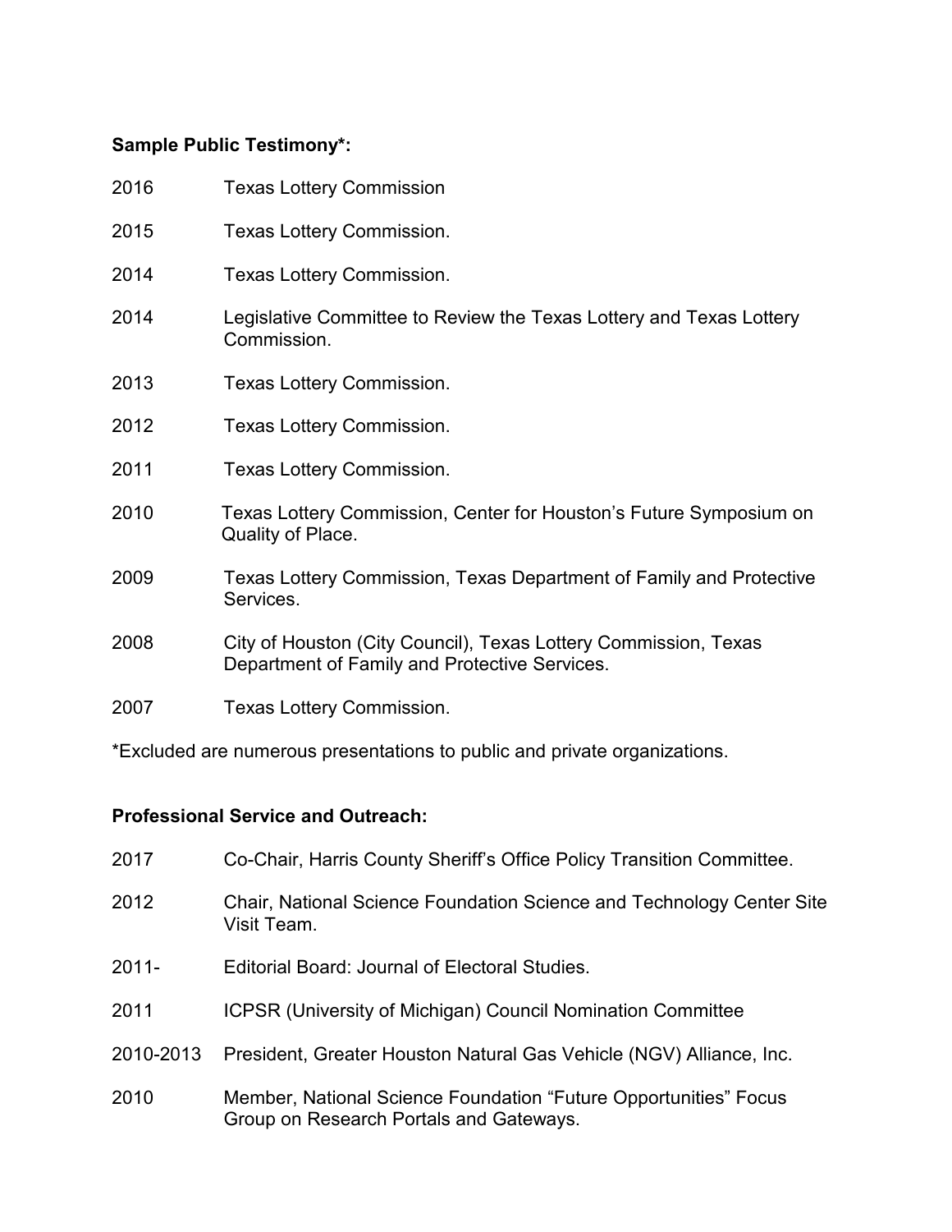**Sample Public Testimony*:**

2016 Texas Lottery Commission

2015 Texas Lottery Commission.

2014 Texas Lottery Commission.

2014 Legislative Committee to Review the Texas Lottery and Texas Lottery Commission.

2013 Texas Lottery Commission.

2012 Texas Lottery Commission.

2011 Texas Lottery Commission.

2010 Texas Lottery Commission, Center for Houston's Future Symposium on Quality of Place.

2009 Texas Lottery Commission, Texas Department of Family and Protective Services.

2008 City of Houston (City Council), Texas Lottery Commission, Texas Department of Family and Protective Services.

2007 Texas Lottery Commission.

*Excluded are numerous presentations to public and private organizations.

**Professional Service and Outreach:**

2017 Co-Chair, Harris County Sheriff's Office Policy Transition Committee.

2012 Chair, National Science Foundation Science and Technology Center Site Visit Team.

2011- Editorial Board: Journal of Electoral Studies.

2011 ICPSR (University of Michigan) Council Nomination Committee

2010-2013 President, Greater Houston Natural Gas Vehicle (NGV) Alliance, Inc.

2010 Member, National Science Foundation "Future Opportunities" Focus Group on Research Portals and Gateways.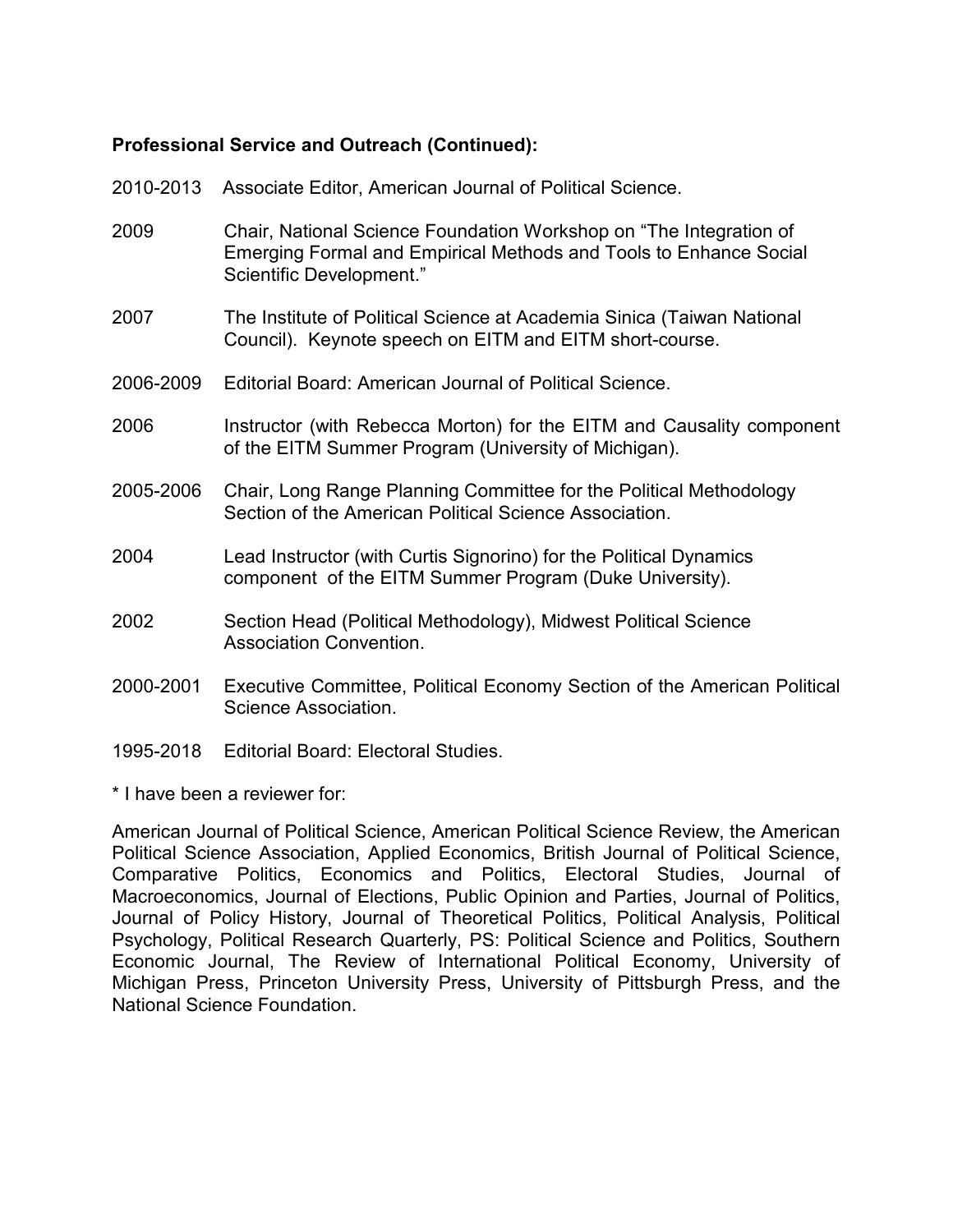**Professional Service and Outreach (Continued):**

2010-2013 Associate Editor, American Journal of Political Science.

2009 Chair, National Science Foundation Workshop on "The Integration of Emerging Formal and Empirical Methods and Tools to Enhance Social Scientific Development."

2007 The Institute of Political Science at Academia Sinica (Taiwan National Council). Keynote speech on EITM and EITM short-course.

2006-2009 Editorial Board: American Journal of Political Science.

2006 Instructor (with Rebecca Morton) for the EITM and Causality component of the EITM Summer Program (University of Michigan).

2005-2006 Chair, Long Range Planning Committee for the Political Methodology Section of the American Political Science Association.

2004 Lead Instructor (with Curtis Signorino) for the Political Dynamics component of the EITM Summer Program (Duke University).

2002 Section Head (Political Methodology), Midwest Political Science Association Convention.

2000-2001 Executive Committee, Political Economy Section of the American Political Science Association.

1995-2018 Editorial Board: Electoral Studies.

* I have been a reviewer for:

American Journal of Political Science, American Political Science Review, the American Political Science Association, Applied Economics, British Journal of Political Science, Comparative Politics, Economics and Politics, Electoral Studies, Journal of Macroeconomics, Journal of Elections, Public Opinion and Parties, Journal of Politics, Journal of Policy History, Journal of Theoretical Politics, Political Analysis, Political Psychology, Political Research Quarterly, PS: Political Science and Politics, Southern Economic Journal, The Review of International Political Economy, University of Michigan Press, Princeton University Press, University of Pittsburgh Press, and the National Science Foundation.